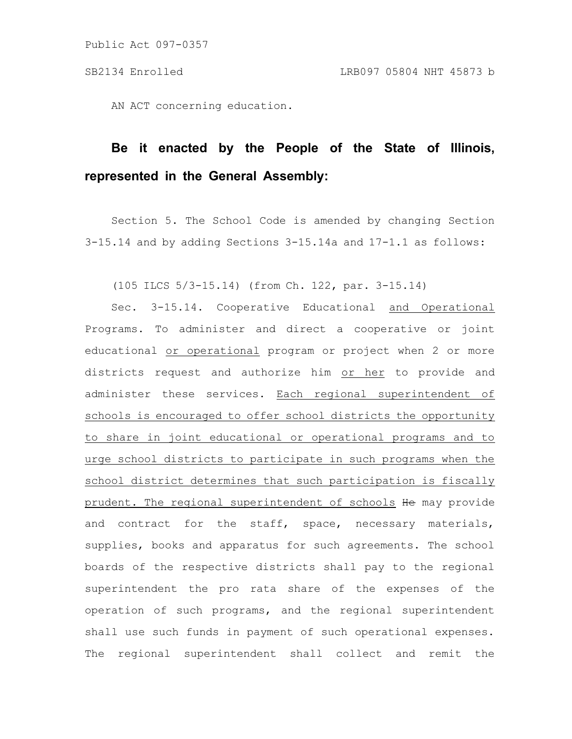AN ACT concerning education.

**Be it enacted by the People of the State of Illinois, represented in the General Assembly:**

Section 5. The School Code is amended by changing Section 3-15.14 and by adding Sections 3-15.14a and 17-1.1 as follows:

(105 ILCS 5/3-15.14) (from Ch. 122, par. 3-15.14)

Sec. 3-15.14. Cooperative Educational <u>and Operational</u> Programs. To administer and direct a cooperative or joint educational <u>or operational</u> program or project when 2 or more districts request and authorize him <u>or her</u> to provide and administer these services. <u>Each regional superintendent of schools is encouraged to offer school districts the opportunity to share in joint educational or operational programs and to urge school districts to participate in such programs when the school district determines that such participation is fiscally prudent. The regional superintendent of schools</u> ~~He~~ may provide and contract for the staff, space, necessary materials, supplies, books and apparatus for such agreements. The school boards of the respective districts shall pay to the regional superintendent the pro rata share of the expenses of the operation of such programs, and the regional superintendent shall use such funds in payment of such operational expenses. The regional superintendent shall collect and remit the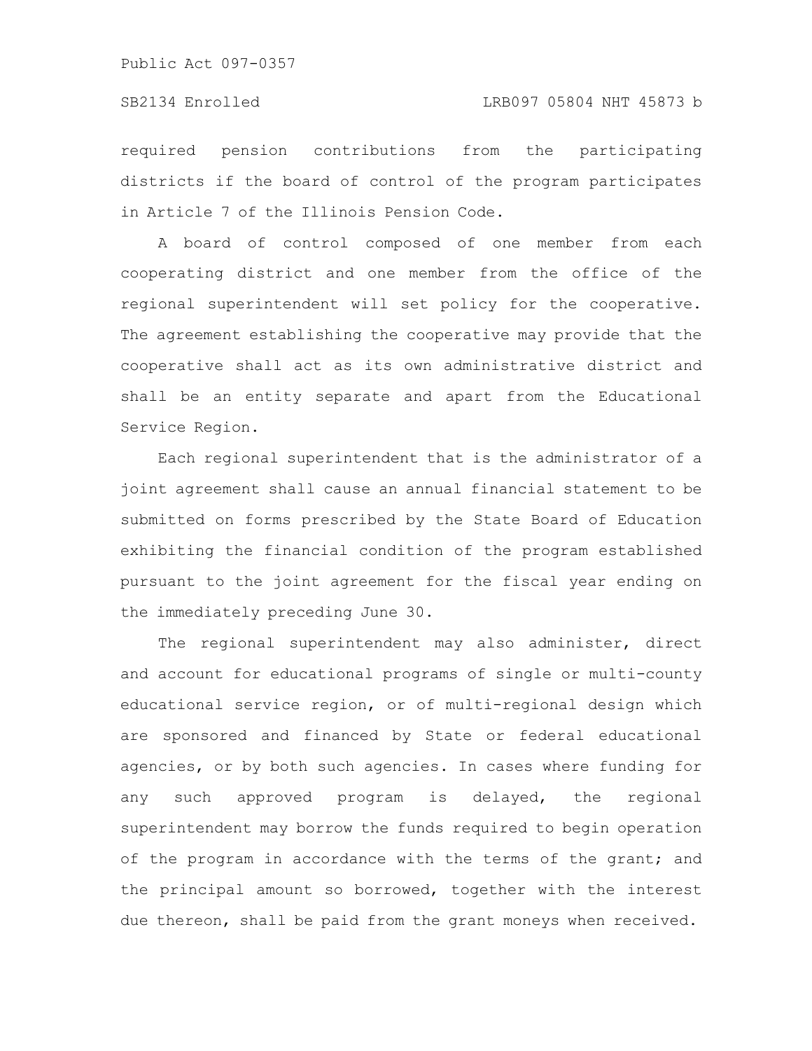required pension contributions from the participating districts if the board of control of the program participates in Article 7 of the Illinois Pension Code.

A board of control composed of one member from each cooperating district and one member from the office of the regional superintendent will set policy for the cooperative. The agreement establishing the cooperative may provide that the cooperative shall act as its own administrative district and shall be an entity separate and apart from the Educational Service Region.

Each regional superintendent that is the administrator of a joint agreement shall cause an annual financial statement to be submitted on forms prescribed by the State Board of Education exhibiting the financial condition of the program established pursuant to the joint agreement for the fiscal year ending on the immediately preceding June 30.

The regional superintendent may also administer, direct and account for educational programs of single or multi-county educational service region, or of multi-regional design which are sponsored and financed by State or federal educational agencies, or by both such agencies. In cases where funding for any such approved program is delayed, the regional superintendent may borrow the funds required to begin operation of the program in accordance with the terms of the grant; and the principal amount so borrowed, together with the interest due thereon, shall be paid from the grant moneys when received.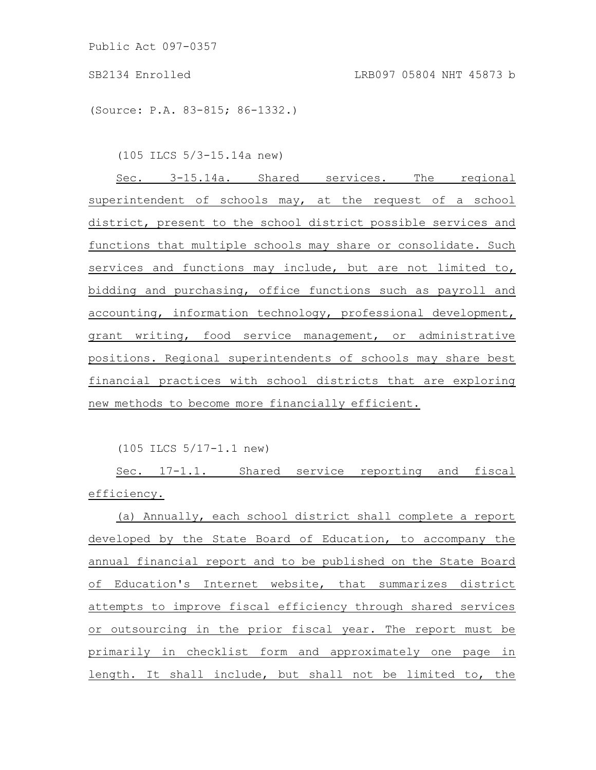(Source: P.A. 83-815; 86-1332.)

(105 ILCS 5/3-15.14a new)

Sec. 3-15.14a. Shared services. The regional superintendent of schools may, at the request of a school district, present to the school district possible services and functions that multiple schools may share or consolidate. Such services and functions may include, but are not limited to, bidding and purchasing, office functions such as payroll and accounting, information technology, professional development, grant writing, food service management, or administrative positions. Regional superintendents of schools may share best financial practices with school districts that are exploring new methods to become more financially efficient.

(105 ILCS 5/17-1.1 new)

Sec. 17-1.1. Shared service reporting and fiscal efficiency.

(a) Annually, each school district shall complete a report developed by the State Board of Education, to accompany the annual financial report and to be published on the State Board of Education's Internet website, that summarizes district attempts to improve fiscal efficiency through shared services or outsourcing in the prior fiscal year. The report must be primarily in checklist form and approximately one page in length. It shall include, but shall not be limited to, the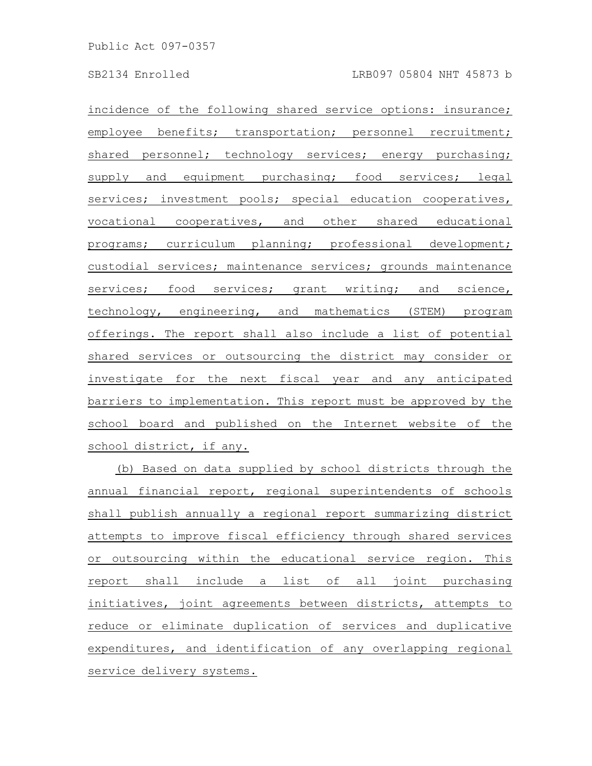incidence of the following shared service options: insurance; employee benefits; transportation; personnel recruitment; shared personnel; technology services; energy purchasing; supply and equipment purchasing; food services; legal services; investment pools; special education cooperatives, vocational cooperatives, and other shared educational programs; curriculum planning; professional development; custodial services; maintenance services; grounds maintenance services; food services; grant writing; and science, technology, engineering, and mathematics (STEM) program offerings. The report shall also include a list of potential shared services or outsourcing the district may consider or investigate for the next fiscal year and any anticipated barriers to implementation. This report must be approved by the school board and published on the Internet website of the school district, if any.

(b) Based on data supplied by school districts through the annual financial report, regional superintendents of schools shall publish annually a regional report summarizing district attempts to improve fiscal efficiency through shared services or outsourcing within the educational service region. This report shall include a list of all joint purchasing initiatives, joint agreements between districts, attempts to reduce or eliminate duplication of services and duplicative expenditures, and identification of any overlapping regional service delivery systems.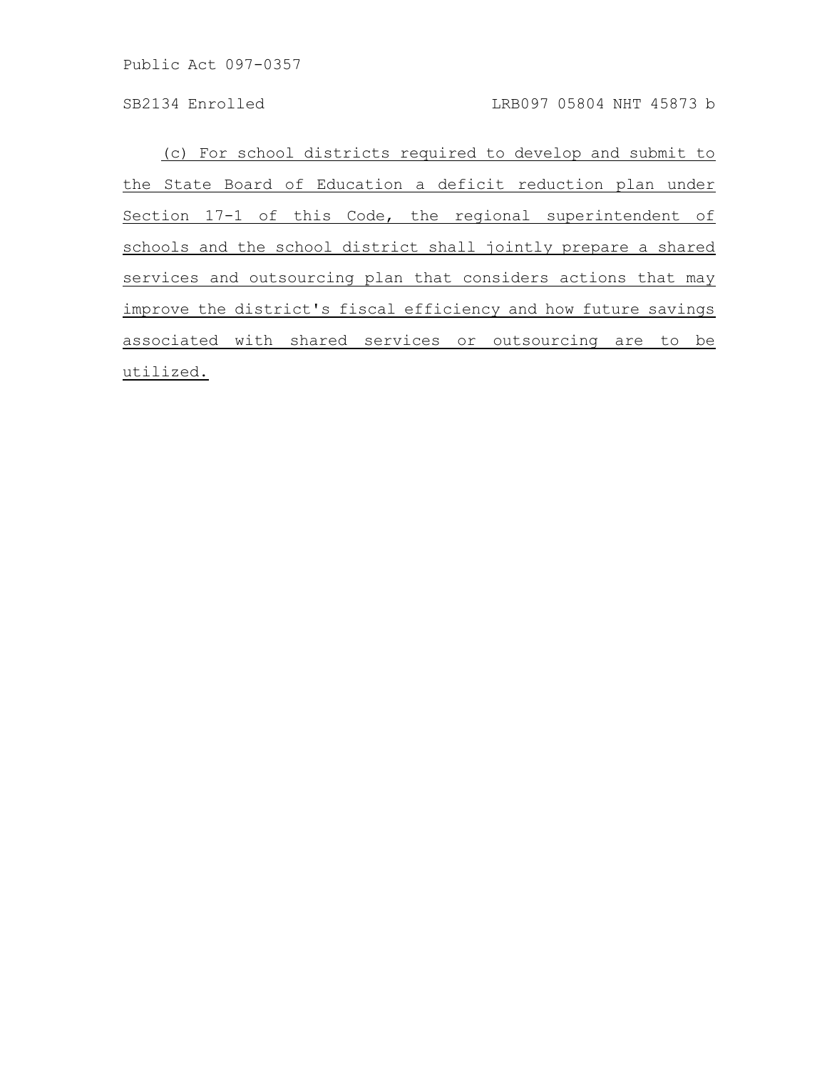(c) For school districts required to develop and submit to the State Board of Education a deficit reduction plan under Section 17-1 of this Code, the regional superintendent of schools and the school district shall jointly prepare a shared services and outsourcing plan that considers actions that may improve the district's fiscal efficiency and how future savings associated with shared services or outsourcing are to be utilized.